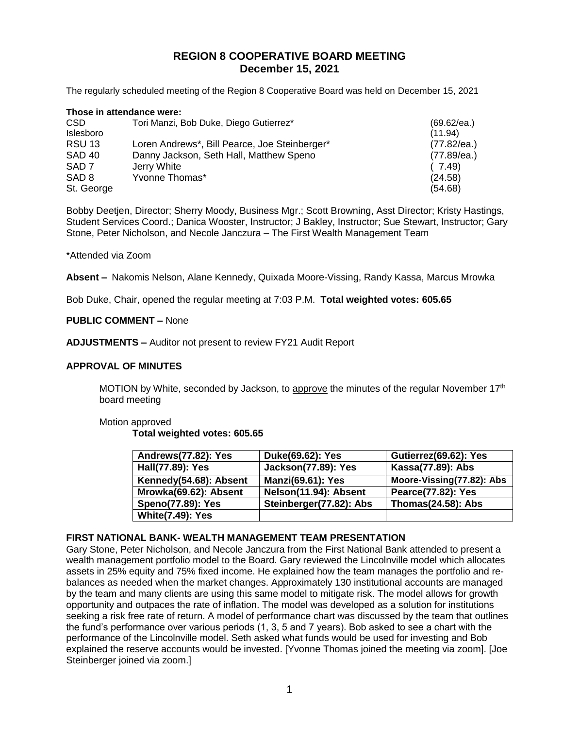# REGION 8 COOPERATIVE BOARD MEETING
## December 15, 2021

The regularly scheduled meeting of the Region 8 Cooperative Board was held on December 15, 2021

**Those in attendance were:**

| | | |
|---|---|---|
| CSD | Tori Manzi, Bob Duke, Diego Gutierrez* | (69.62/ea.) |
| Islesboro | | (11.94) |
| RSU 13 | Loren Andrews*, Bill Pearce, Joe Steinberger* | (77.82/ea.) |
| SAD 40 | Danny Jackson, Seth Hall, Matthew Speno | (77.89/ea.) |
| SAD 7 | Jerry White | ( 7.49) |
| SAD 8 | Yvonne Thomas* | (24.58) |
| St. George | | (54.68) |

Bobby Deetjen, Director; Sherry Moody, Business Mgr.; Scott Browning, Asst Director; Kristy Hastings, Student Services Coord.; Danica Wooster, Instructor; J Bakley, Instructor; Sue Stewart, Instructor; Gary Stone, Peter Nicholson, and Necole Janczura – The First Wealth Management Team

*Attended via Zoom

**Absent –** Nakomis Nelson, Alane Kennedy, Quixada Moore-Vissing, Randy Kassa, Marcus Mrowka

Bob Duke, Chair, opened the regular meeting at 7:03 P.M. **Total weighted votes: 605.65**

**PUBLIC COMMENT –** None

**ADJUSTMENTS –** Auditor not present to review FY21 Audit Report

### APPROVAL OF MINUTES

MOTION by White, seconded by Jackson, to approve the minutes of the regular November 17th board meeting

Motion approved

**Total weighted votes: 605.65**

| | | |
|---|---|---|
| **Andrews(77.82): Yes** | **Duke(69.62): Yes** | **Gutierrez(69.62): Yes** |
| **Hall(77.89): Yes** | **Jackson(77.89): Yes** | **Kassa(77.89): Abs** |
| **Kennedy(54.68): Absent** | **Manzi(69.61): Yes** | **Moore-Vissing(77.82): Abs** |
| **Mrowka(69.62): Absent** | **Nelson(11.94): Absent** | **Pearce(77.82): Yes** |
| **Speno(77.89): Yes** | **Steinberger(77.82): Abs** | **Thomas(24.58): Abs** |
| **White(7.49): Yes** | | |

### FIRST NATIONAL BANK- WEALTH MANAGEMENT TEAM PRESENTATION

Gary Stone, Peter Nicholson, and Necole Janczura from the First National Bank attended to present a wealth management portfolio model to the Board. Gary reviewed the Lincolnville model which allocates assets in 25% equity and 75% fixed income. He explained how the team manages the portfolio and re-balances as needed when the market changes. Approximately 130 institutional accounts are managed by the team and many clients are using this same model to mitigate risk. The model allows for growth opportunity and outpaces the rate of inflation. The model was developed as a solution for institutions seeking a risk free rate of return. A model of performance chart was discussed by the team that outlines the fund's performance over various periods (1, 3, 5 and 7 years). Bob asked to see a chart with the performance of the Lincolnville model. Seth asked what funds would be used for investing and Bob explained the reserve accounts would be invested. [Yvonne Thomas joined the meeting via zoom]. [Joe Steinberger joined via zoom.]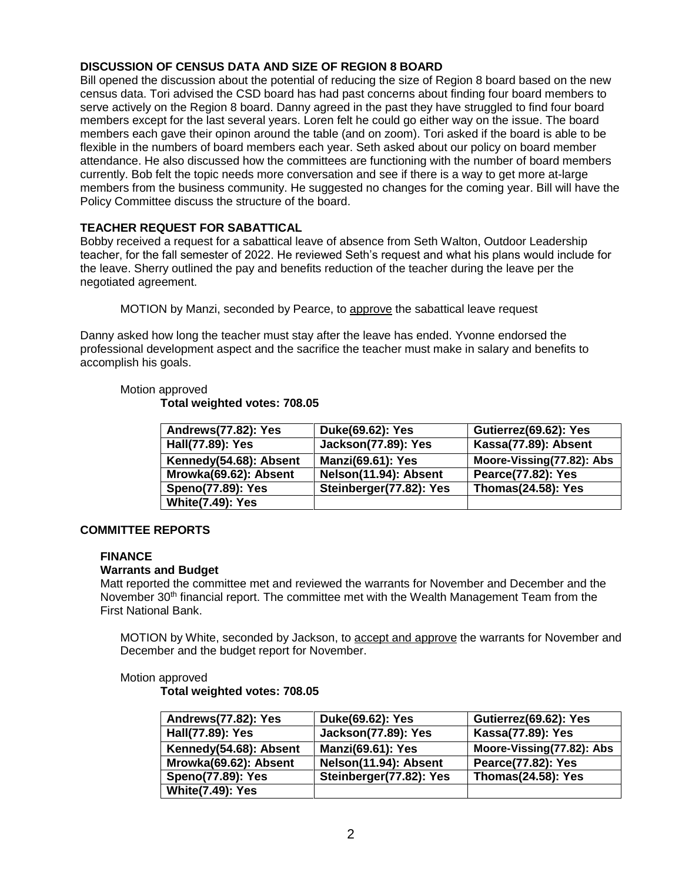### DISCUSSION OF CENSUS DATA AND SIZE OF REGION 8 BOARD

Bill opened the discussion about the potential of reducing the size of Region 8 board based on the new census data. Tori advised the CSD board has had past concerns about finding four board members to serve actively on the Region 8 board. Danny agreed in the past they have struggled to find four board members except for the last several years. Loren felt he could go either way on the issue. The board members each gave their opinon around the table (and on zoom). Tori asked if the board is able to be flexible in the numbers of board members each year. Seth asked about our policy on board member attendance. He also discussed how the committees are functioning with the number of board members currently. Bob felt the topic needs more conversation and see if there is a way to get more at-large members from the business community. He suggested no changes for the coming year. Bill will have the Policy Committee discuss the structure of the board.

### TEACHER REQUEST FOR SABATTICAL

Bobby received a request for a sabattical leave of absence from Seth Walton, Outdoor Leadership teacher, for the fall semester of 2022. He reviewed Seth's request and what his plans would include for the leave. Sherry outlined the pay and benefits reduction of the teacher during the leave per the negotiated agreement.

MOTION by Manzi, seconded by Pearce, to approve the sabattical leave request

Danny asked how long the teacher must stay after the leave has ended. Yvonne endorsed the professional development aspect and the sacrifice the teacher must make in salary and benefits to accomplish his goals.

Motion approved

**Total weighted votes: 708.05**

| | | |
|---|---|---|
| **Andrews(77.82): Yes** | **Duke(69.62): Yes** | **Gutierrez(69.62): Yes** |
| **Hall(77.89): Yes** | **Jackson(77.89): Yes** | **Kassa(77.89): Absent** |
| **Kennedy(54.68): Absent** | **Manzi(69.61): Yes** | **Moore-Vissing(77.82): Abs** |
| **Mrowka(69.62): Absent** | **Nelson(11.94): Absent** | **Pearce(77.82): Yes** |
| **Speno(77.89): Yes** | **Steinberger(77.82): Yes** | **Thomas(24.58): Yes** |
| **White(7.49): Yes** | | |

### COMMITTEE REPORTS

#### FINANCE

**Warrants and Budget**

Matt reported the committee met and reviewed the warrants for November and December and the November 30th financial report. The committee met with the Wealth Management Team from the First National Bank.

MOTION by White, seconded by Jackson, to accept and approve the warrants for November and December and the budget report for November.

Motion approved

**Total weighted votes: 708.05**

| | | |
|---|---|---|
| **Andrews(77.82): Yes** | **Duke(69.62): Yes** | **Gutierrez(69.62): Yes** |
| **Hall(77.89): Yes** | **Jackson(77.89): Yes** | **Kassa(77.89): Yes** |
| **Kennedy(54.68): Absent** | **Manzi(69.61): Yes** | **Moore-Vissing(77.82): Abs** |
| **Mrowka(69.62): Absent** | **Nelson(11.94): Absent** | **Pearce(77.82): Yes** |
| **Speno(77.89): Yes** | **Steinberger(77.82): Yes** | **Thomas(24.58): Yes** |
| **White(7.49): Yes** | | |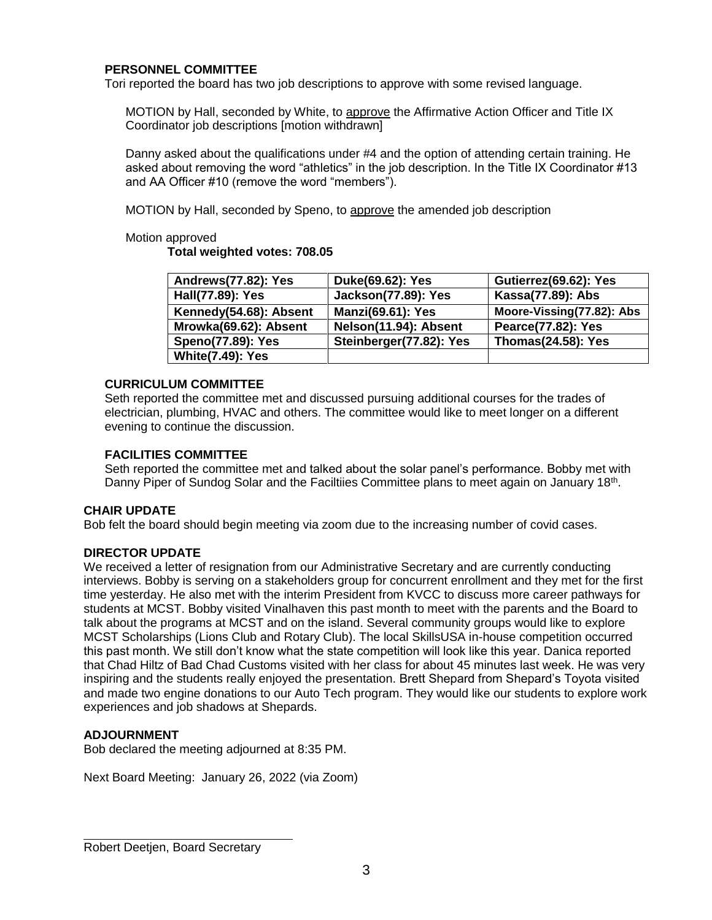### PERSONNEL COMMITTEE

Tori reported the board has two job descriptions to approve with some revised language.

MOTION by Hall, seconded by White, to approve the Affirmative Action Officer and Title IX Coordinator job descriptions [motion withdrawn]

Danny asked about the qualifications under #4 and the option of attending certain training. He asked about removing the word "athletics" in the job description. In the Title IX Coordinator #13 and AA Officer #10 (remove the word "members").

MOTION by Hall, seconded by Speno, to approve the amended job description

Motion approved

**Total weighted votes: 708.05**

| | | |
|---|---|---|
| **Andrews(77.82): Yes** | **Duke(69.62): Yes** | **Gutierrez(69.62): Yes** |
| **Hall(77.89): Yes** | **Jackson(77.89): Yes** | **Kassa(77.89): Abs** |
| **Kennedy(54.68): Absent** | **Manzi(69.61): Yes** | **Moore-Vissing(77.82): Abs** |
| **Mrowka(69.62): Absent** | **Nelson(11.94): Absent** | **Pearce(77.82): Yes** |
| **Speno(77.89): Yes** | **Steinberger(77.82): Yes** | **Thomas(24.58): Yes** |
| **White(7.49): Yes** | | |

### CURRICULUM COMMITTEE

Seth reported the committee met and discussed pursuing additional courses for the trades of electrician, plumbing, HVAC and others. The committee would like to meet longer on a different evening to continue the discussion.

### FACILITIES COMMITTEE

Seth reported the committee met and talked about the solar panel's performance. Bobby met with Danny Piper of Sundog Solar and the Faciltiies Committee plans to meet again on January 18th.

### CHAIR UPDATE

Bob felt the board should begin meeting via zoom due to the increasing number of covid cases.

### DIRECTOR UPDATE

We received a letter of resignation from our Administrative Secretary and are currently conducting interviews. Bobby is serving on a stakeholders group for concurrent enrollment and they met for the first time yesterday. He also met with the interim President from KVCC to discuss more career pathways for students at MCST. Bobby visited Vinalhaven this past month to meet with the parents and the Board to talk about the programs at MCST and on the island. Several community groups would like to explore MCST Scholarships (Lions Club and Rotary Club). The local SkillsUSA in-house competition occurred this past month. We still don't know what the state competition will look like this year. Danica reported that Chad Hiltz of Bad Chad Customs visited with her class for about 45 minutes last week. He was very inspiring and the students really enjoyed the presentation. Brett Shepard from Shepard's Toyota visited and made two engine donations to our Auto Tech program. They would like our students to explore work experiences and job shadows at Shepards.

### ADJOURNMENT

Bob declared the meeting adjourned at 8:35 PM.

Next Board Meeting: January 26, 2022 (via Zoom)

Robert Deetjen, Board Secretary